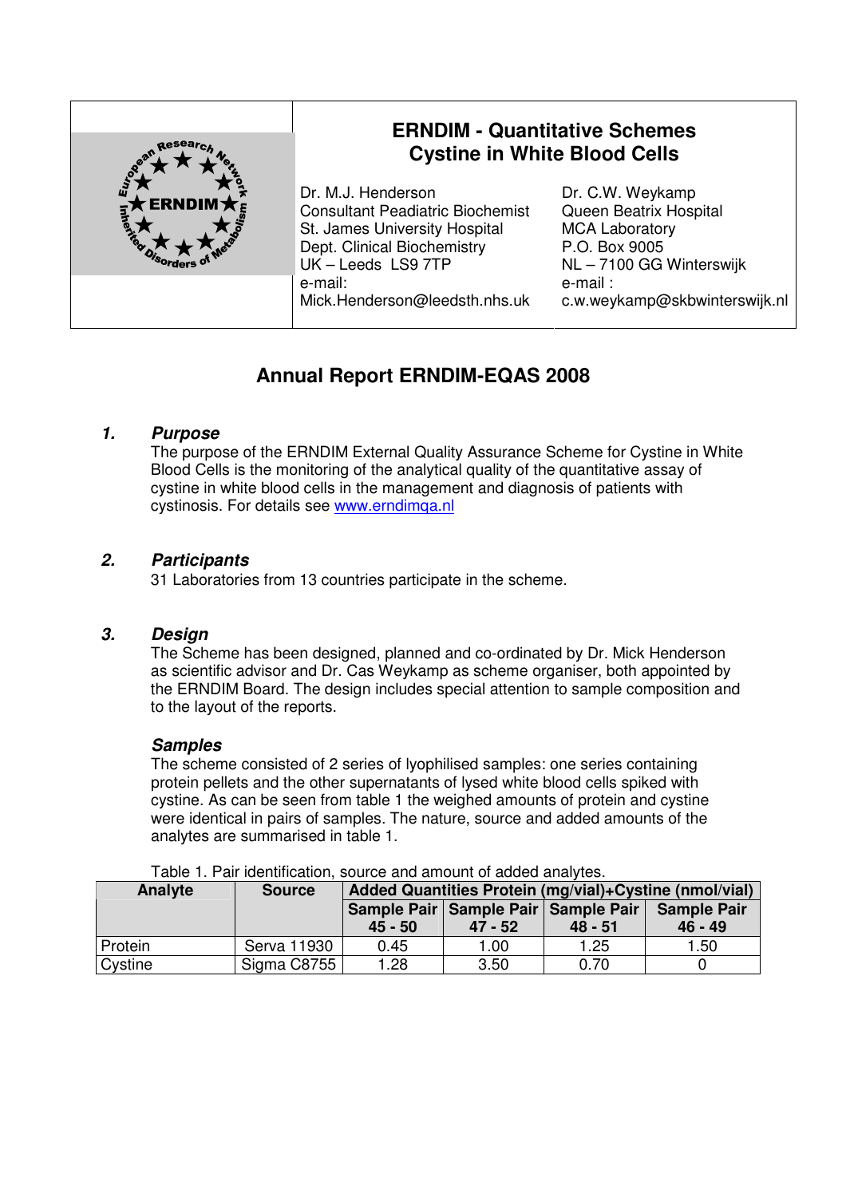# ERNDIM - Quantitative Schemes
# Cystine in White Blood Cells

| Dr. M.J. Henderson | Dr. C.W. Weykamp |
|---|---|
| Consultant Peadiatric Biochemist | Queen Beatrix Hospital |
| St. James University Hospital | MCA Laboratory |
| Dept. Clinical Biochemistry | P.O. Box 9005 |
| UK – Leeds LS9 7TP | NL – 7100 GG Winterswijk |
| e-mail: | e-mail : |
| Mick.Henderson@leedsth.nhs.uk | c.w.weykamp@skbwinterswijk.nl |

## Annual Report ERNDIM-EQAS 2008

### *1. Purpose*

The purpose of the ERNDIM External Quality Assurance Scheme for Cystine in White Blood Cells is the monitoring of the analytical quality of the quantitative assay of cystine in white blood cells in the management and diagnosis of patients with cystinosis. For details see www.erndimqa.nl

### *2. Participants*

31 Laboratories from 13 countries participate in the scheme.

### *3. Design*

The Scheme has been designed, planned and co-ordinated by Dr. Mick Henderson as scientific advisor and Dr. Cas Weykamp as scheme organiser, both appointed by the ERNDIM Board. The design includes special attention to sample composition and to the layout of the reports.

#### *Samples*

The scheme consisted of 2 series of lyophilised samples: one series containing protein pellets and the other supernatants of lysed white blood cells spiked with cystine. As can be seen from table 1 the weighed amounts of protein and cystine were identical in pairs of samples. The nature, source and added amounts of the analytes are summarised in table 1.

Table 1. Pair identification, source and amount of added analytes.

| Analyte | Source | Added Quantities Protein (mg/vial)+Cystine (nmol/vial) | | | |
|---|---|---|---|---|---|
| | | Sample Pair 45 - 50 | Sample Pair 47 - 52 | Sample Pair 48 - 51 | Sample Pair 46 - 49 |
| Protein | Serva 11930 | 0.45 | 1.00 | 1.25 | 1.50 |
| Cystine | Sigma C8755 | 1.28 | 3.50 | 0.70 | 0 |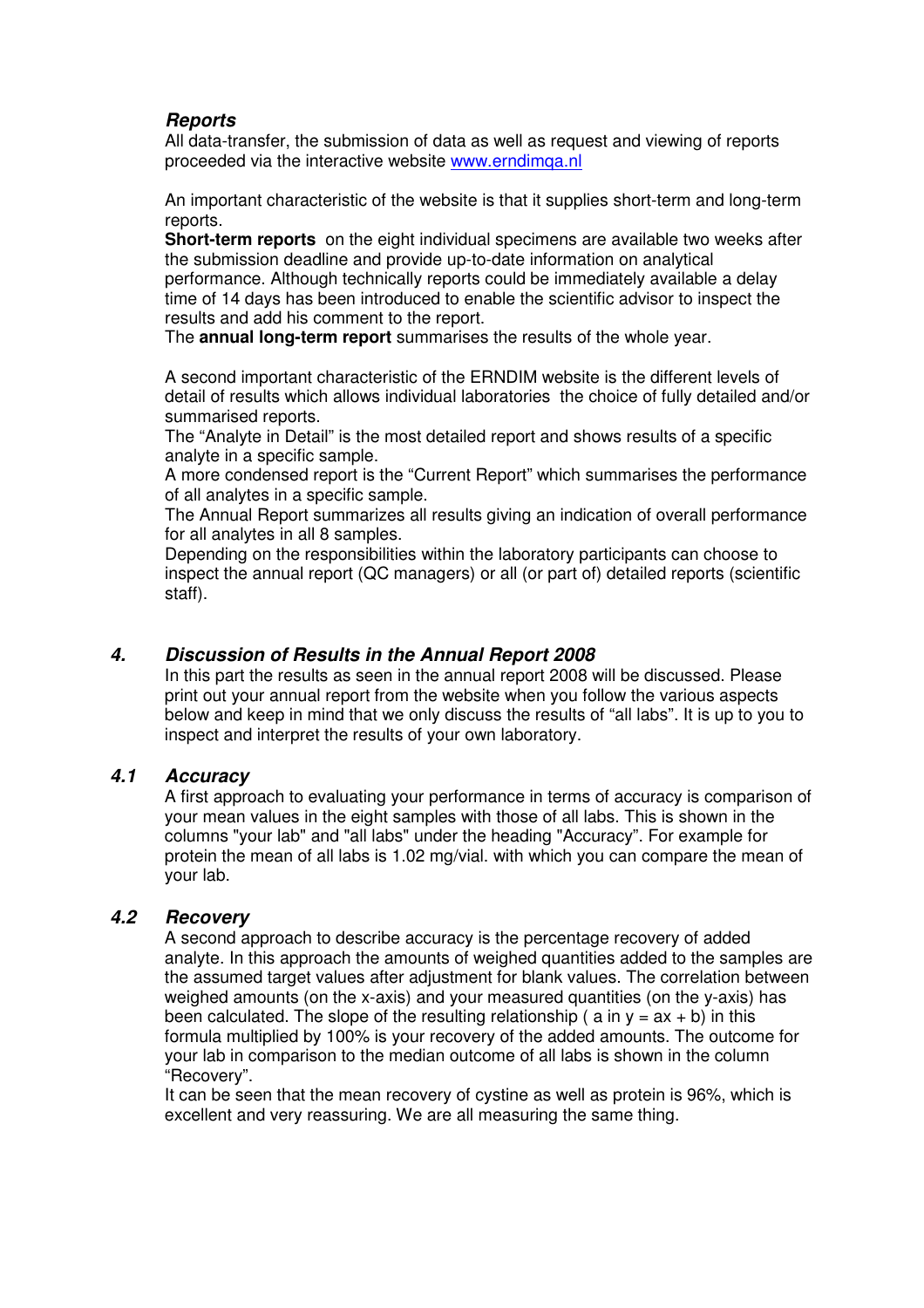### Reports

All data-transfer, the submission of data as well as request and viewing of reports proceeded via the interactive website [www.erndimqa.nl](http://www.erndimqa.nl)

An important characteristic of the website is that it supplies short-term and long-term reports.

**Short-term reports** on the eight individual specimens are available two weeks after the submission deadline and provide up-to-date information on analytical performance. Although technically reports could be immediately available a delay time of 14 days has been introduced to enable the scientific advisor to inspect the results and add his comment to the report.

The **annual long-term report** summarises the results of the whole year.

A second important characteristic of the ERNDIM website is the different levels of detail of results which allows individual laboratories the choice of fully detailed and/or summarised reports.

The "Analyte in Detail" is the most detailed report and shows results of a specific analyte in a specific sample.

A more condensed report is the "Current Report" which summarises the performance of all analytes in a specific sample.

The Annual Report summarizes all results giving an indication of overall performance for all analytes in all 8 samples.

Depending on the responsibilities within the laboratory participants can choose to inspect the annual report (QC managers) or all (or part of) detailed reports (scientific staff).

## 4. Discussion of Results in the Annual Report 2008

In this part the results as seen in the annual report 2008 will be discussed. Please print out your annual report from the website when you follow the various aspects below and keep in mind that we only discuss the results of "all labs". It is up to you to inspect and interpret the results of your own laboratory.

### 4.1 Accuracy

A first approach to evaluating your performance in terms of accuracy is comparison of your mean values in the eight samples with those of all labs. This is shown in the columns "your lab" and "all labs" under the heading "Accuracy". For example for protein the mean of all labs is 1.02 mg/vial. with which you can compare the mean of your lab.

### 4.2 Recovery

A second approach to describe accuracy is the percentage recovery of added analyte. In this approach the amounts of weighed quantities added to the samples are the assumed target values after adjustment for blank values. The correlation between weighed amounts (on the x-axis) and your measured quantities (on the y-axis) has been calculated. The slope of the resulting relationship ( $a$ in $y = ax + b$) in this formula multiplied by 100% is your recovery of the added amounts. The outcome for your lab in comparison to the median outcome of all labs is shown in the column "Recovery".

It can be seen that the mean recovery of cystine as well as protein is 96%, which is excellent and very reassuring. We are all measuring the same thing.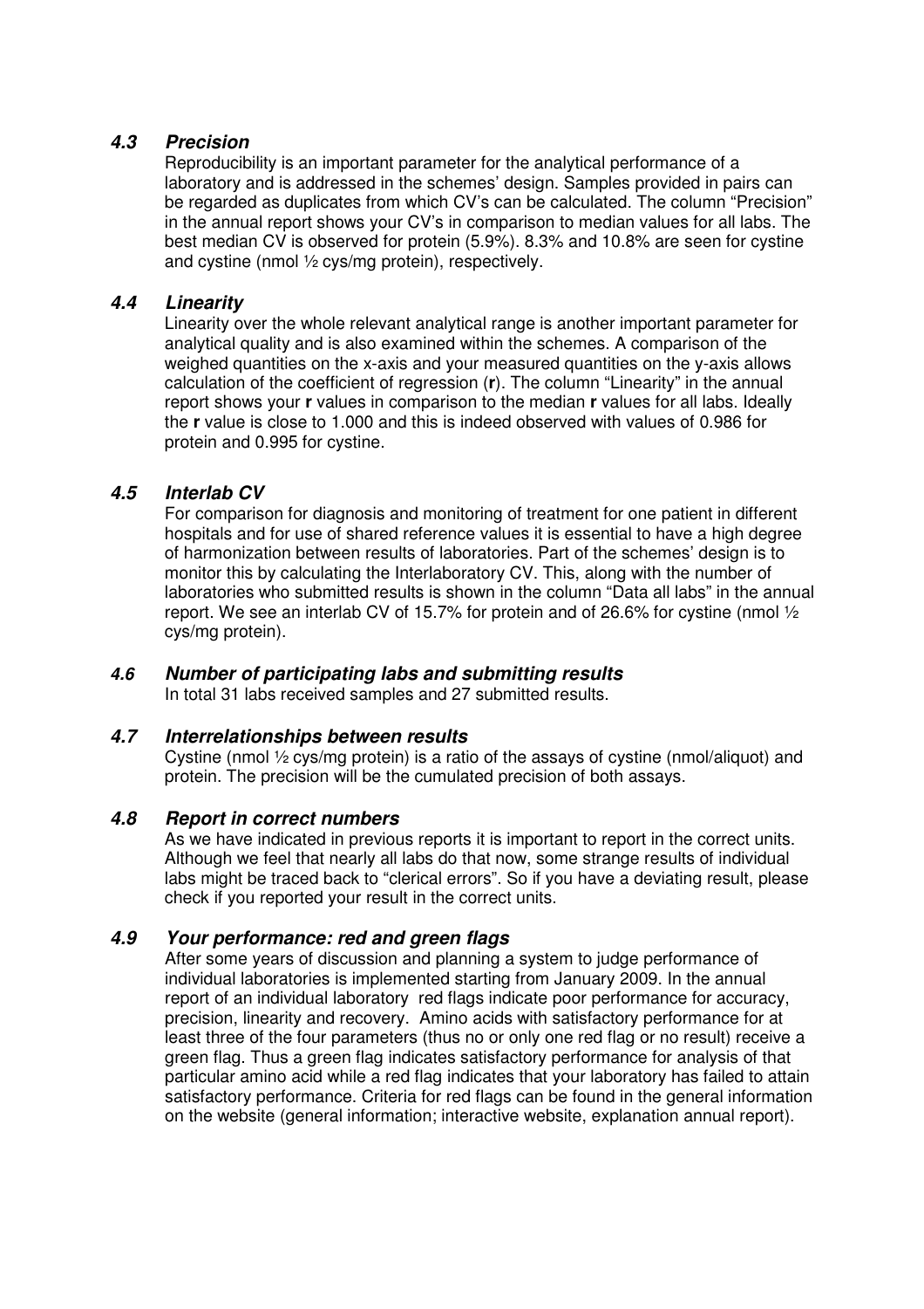### *4.3 Precision*

Reproducibility is an important parameter for the analytical performance of a laboratory and is addressed in the schemes' design. Samples provided in pairs can be regarded as duplicates from which CV's can be calculated. The column "Precision" in the annual report shows your CV's in comparison to median values for all labs. The best median CV is observed for protein (5.9%). 8.3% and 10.8% are seen for cystine and cystine (nmol ½ cys/mg protein), respectively.

### *4.4 Linearity*

Linearity over the whole relevant analytical range is another important parameter for analytical quality and is also examined within the schemes. A comparison of the weighed quantities on the x-axis and your measured quantities on the y-axis allows calculation of the coefficient of regression (**r**). The column "Linearity" in the annual report shows your **r** values in comparison to the median **r** values for all labs. Ideally the **r** value is close to 1.000 and this is indeed observed with values of 0.986 for protein and 0.995 for cystine.

### *4.5 Interlab CV*

For comparison for diagnosis and monitoring of treatment for one patient in different hospitals and for use of shared reference values it is essential to have a high degree of harmonization between results of laboratories. Part of the schemes' design is to monitor this by calculating the Interlaboratory CV. This, along with the number of laboratories who submitted results is shown in the column "Data all labs" in the annual report. We see an interlab CV of 15.7% for protein and of 26.6% for cystine (nmol ½ cys/mg protein).

### *4.6 Number of participating labs and submitting results*

In total 31 labs received samples and 27 submitted results.

### *4.7 Interrelationships between results*

Cystine (nmol ½ cys/mg protein) is a ratio of the assays of cystine (nmol/aliquot) and protein. The precision will be the cumulated precision of both assays.

### *4.8 Report in correct numbers*

As we have indicated in previous reports it is important to report in the correct units. Although we feel that nearly all labs do that now, some strange results of individual labs might be traced back to "clerical errors". So if you have a deviating result, please check if you reported your result in the correct units.

### *4.9 Your performance: red and green flags*

After some years of discussion and planning a system to judge performance of individual laboratories is implemented starting from January 2009. In the annual report of an individual laboratory red flags indicate poor performance for accuracy, precision, linearity and recovery. Amino acids with satisfactory performance for at least three of the four parameters (thus no or only one red flag or no result) receive a green flag. Thus a green flag indicates satisfactory performance for analysis of that particular amino acid while a red flag indicates that your laboratory has failed to attain satisfactory performance. Criteria for red flags can be found in the general information on the website (general information; interactive website, explanation annual report).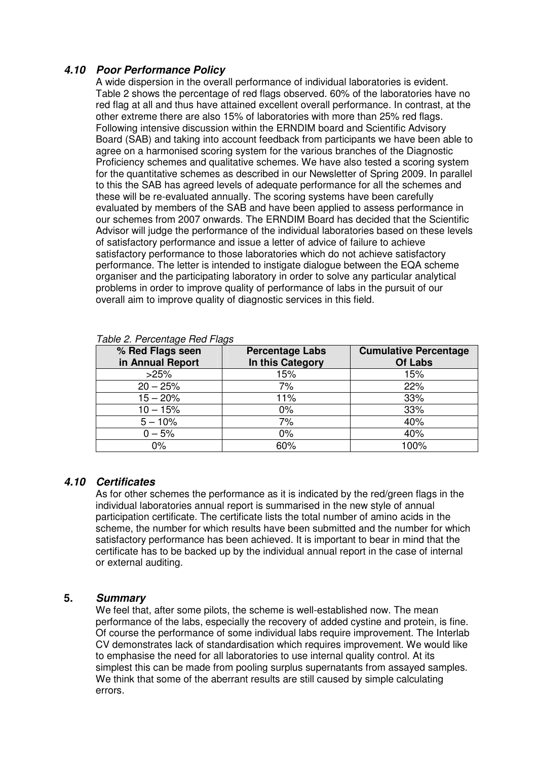### *4.10 Poor Performance Policy*

A wide dispersion in the overall performance of individual laboratories is evident. Table 2 shows the percentage of red flags observed. 60% of the laboratories have no red flag at all and thus have attained excellent overall performance. In contrast, at the other extreme there are also 15% of laboratories with more than 25% red flags. Following intensive discussion within the ERNDIM board and Scientific Advisory Board (SAB) and taking into account feedback from participants we have been able to agree on a harmonised scoring system for the various branches of the Diagnostic Proficiency schemes and qualitative schemes. We have also tested a scoring system for the quantitative schemes as described in our Newsletter of Spring 2009. In parallel to this the SAB has agreed levels of adequate performance for all the schemes and these will be re-evaluated annually. The scoring systems have been carefully evaluated by members of the SAB and have been applied to assess performance in our schemes from 2007 onwards. The ERNDIM Board has decided that the Scientific Advisor will judge the performance of the individual laboratories based on these levels of satisfactory performance and issue a letter of advice of failure to achieve satisfactory performance to those laboratories which do not achieve satisfactory performance. The letter is intended to instigate dialogue between the EQA scheme organiser and the participating laboratory in order to solve any particular analytical problems in order to improve quality of performance of labs in the pursuit of our overall aim to improve quality of diagnostic services in this field.

*Table 2. Percentage Red Flags*

| % Red Flags seen in Annual Report | Percentage Labs In this Category | Cumulative Percentage Of Labs |
|---|---|---|
| >25% | 15% | 15% |
| 20 – 25% | 7% | 22% |
| 15 – 20% | 11% | 33% |
| 10 – 15% | 0% | 33% |
| 5 – 10% | 7% | 40% |
| 0 – 5% | 0% | 40% |
| 0% | 60% | 100% |

### *4.10 Certificates*

As for other schemes the performance as it is indicated by the red/green flags in the individual laboratories annual report is summarised in the new style of annual participation certificate. The certificate lists the total number of amino acids in the scheme, the number for which results have been submitted and the number for which satisfactory performance has been achieved. It is important to bear in mind that the certificate has to be backed up by the individual annual report in the case of internal or external auditing.

## 5. *Summary*

We feel that, after some pilots, the scheme is well-established now. The mean performance of the labs, especially the recovery of added cystine and protein, is fine. Of course the performance of some individual labs require improvement. The Interlab CV demonstrates lack of standardisation which requires improvement. We would like to emphasise the need for all laboratories to use internal quality control. At its simplest this can be made from pooling surplus supernatants from assayed samples. We think that some of the aberrant results are still caused by simple calculating errors.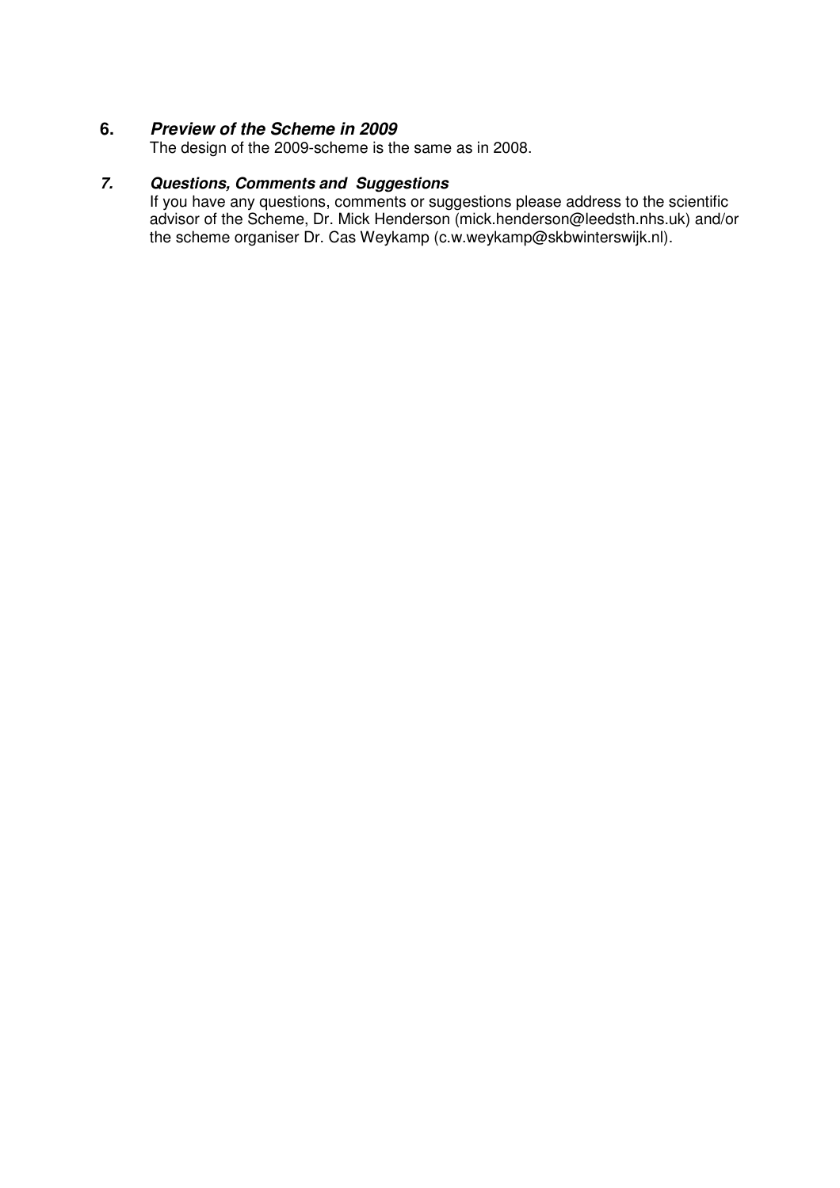## 6. *Preview of the Scheme in 2009*

The design of the 2009-scheme is the same as in 2008.

## *7. Questions, Comments and Suggestions*

If you have any questions, comments or suggestions please address to the scientific advisor of the Scheme, Dr. Mick Henderson (mick.henderson@leedsth.nhs.uk) and/or the scheme organiser Dr. Cas Weykamp (c.w.weykamp@skbwinterswijk.nl).